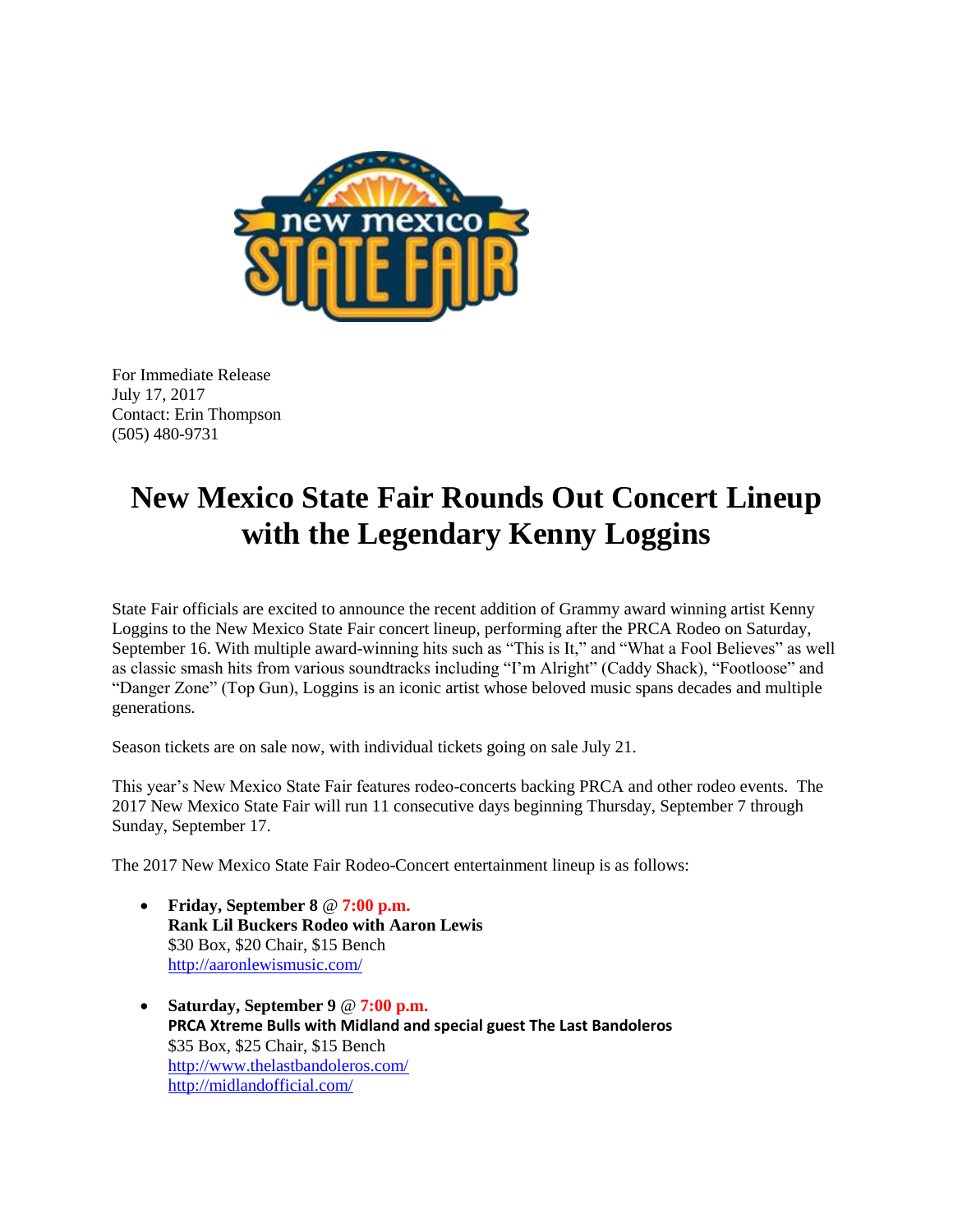For Immediate Release
July 17, 2017
Contact: Erin Thompson
(505) 480-9731

# New Mexico State Fair Rounds Out Concert Lineup with the Legendary Kenny Loggins

State Fair officials are excited to announce the recent addition of Grammy award winning artist Kenny Loggins to the New Mexico State Fair concert lineup, performing after the PRCA Rodeo on Saturday, September 16. With multiple award-winning hits such as "This is It," and "What a Fool Believes" as well as classic smash hits from various soundtracks including "I'm Alright" (Caddy Shack), "Footloose" and "Danger Zone" (Top Gun), Loggins is an iconic artist whose beloved music spans decades and multiple generations.

Season tickets are on sale now, with individual tickets going on sale July 21.

This year's New Mexico State Fair features rodeo-concerts backing PRCA and other rodeo events. The 2017 New Mexico State Fair will run 11 consecutive days beginning Thursday, September 7 through Sunday, September 17.

The 2017 New Mexico State Fair Rodeo-Concert entertainment lineup is as follows:

- **Friday, September 8 @ 7:00 p.m.**
  **Rank Lil Buckers Rodeo with Aaron Lewis**
  $30 Box, $20 Chair, $15 Bench
  http://aaronlewismusic.com/

- **Saturday, September 9 @ 7:00 p.m.**
  **PRCA Xtreme Bulls with Midland and special guest The Last Bandoleros**
  $35 Box, $25 Chair, $15 Bench
  http://www.thelastbandoleros.com/
  http://midlandofficial.com/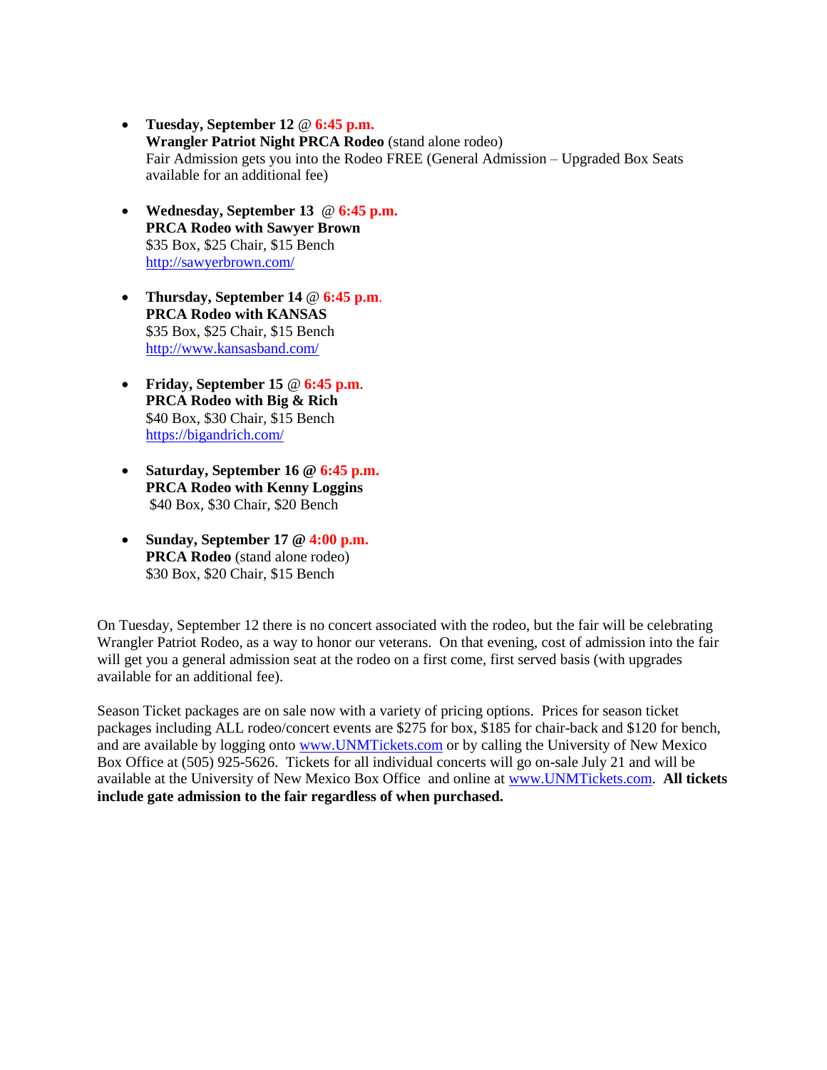- **Tuesday, September 12** @ **6:45 p.m.**
  **Wrangler Patriot Night PRCA Rodeo** (stand alone rodeo)
  Fair Admission gets you into the Rodeo FREE (General Admission – Upgraded Box Seats available for an additional fee)

- **Wednesday, September 13** @ **6:45 p.m.**
  **PRCA Rodeo with Sawyer Brown**
  $35 Box, $25 Chair, $15 Bench
  http://sawyerbrown.com/

- **Thursday, September 14** @ **6:45 p.m**.
  **PRCA Rodeo with KANSAS**
  $35 Box, $25 Chair, $15 Bench
  http://www.kansasband.com/

- **Friday, September 15** @ **6:45 p.m**.
  **PRCA Rodeo with Big & Rich**
  $40 Box, $30 Chair, $15 Bench
  https://bigandrich.com/

- **Saturday, September 16 @ 6:45 p.m.**
  **PRCA Rodeo with Kenny Loggins**
  $40 Box, $30 Chair, $20 Bench

- **Sunday, September 17 @ 4:00 p.m.**
  **PRCA Rodeo** (stand alone rodeo)
  $30 Box, $20 Chair, $15 Bench

On Tuesday, September 12 there is no concert associated with the rodeo, but the fair will be celebrating Wrangler Patriot Rodeo, as a way to honor our veterans. On that evening, cost of admission into the fair will get you a general admission seat at the rodeo on a first come, first served basis (with upgrades available for an additional fee).

Season Ticket packages are on sale now with a variety of pricing options. Prices for season ticket packages including ALL rodeo/concert events are $275 for box, $185 for chair-back and $120 for bench, and are available by logging onto www.UNMTickets.com or by calling the University of New Mexico Box Office at (505) 925-5626. Tickets for all individual concerts will go on-sale July 21 and will be available at the University of New Mexico Box Office and online at www.UNMTickets.com. **All tickets include gate admission to the fair regardless of when purchased.**